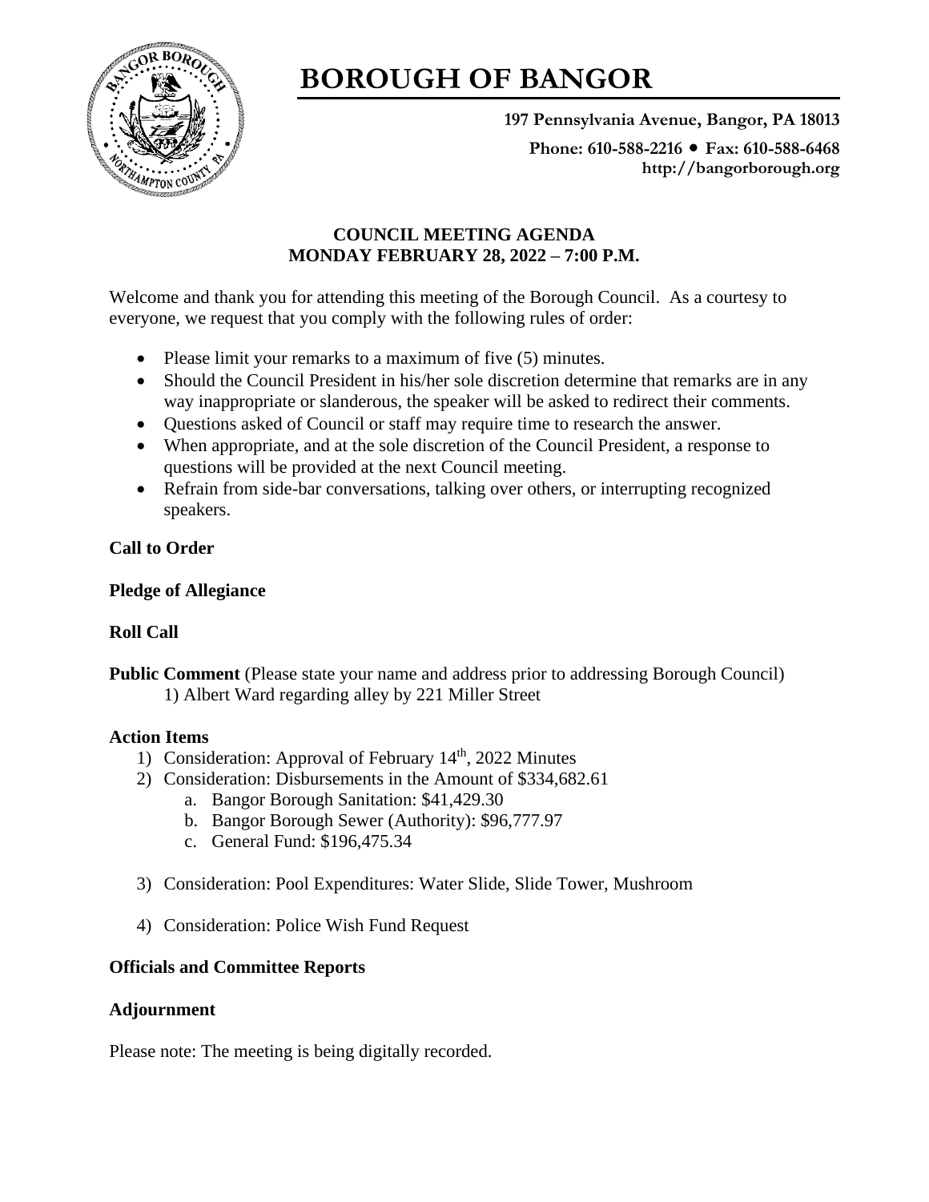# BOROUGH OF BANGOR

**197 Pennsylvania Avenue, Bangor, PA 18013**

**Phone: 610-588-2216 • Fax: 610-588-6468**
**http://bangorborough.org**

## COUNCIL MEETING AGENDA
## MONDAY FEBRUARY 28, 2022 – 7:00 P.M.

Welcome and thank you for attending this meeting of the Borough Council. As a courtesy to everyone, we request that you comply with the following rules of order:

- Please limit your remarks to a maximum of five (5) minutes.
- Should the Council President in his/her sole discretion determine that remarks are in any way inappropriate or slanderous, the speaker will be asked to redirect their comments.
- Questions asked of Council or staff may require time to research the answer.
- When appropriate, and at the sole discretion of the Council President, a response to questions will be provided at the next Council meeting.
- Refrain from side-bar conversations, talking over others, or interrupting recognized speakers.

**Call to Order**

**Pledge of Allegiance**

**Roll Call**

**Public Comment** (Please state your name and address prior to addressing Borough Council)
1) Albert Ward regarding alley by 221 Miller Street

**Action Items**

1) Consideration: Approval of February 14th, 2022 Minutes
2) Consideration: Disbursements in the Amount of $334,682.61
   a. Bangor Borough Sanitation: $41,429.30
   b. Bangor Borough Sewer (Authority): $96,777.97
   c. General Fund: $196,475.34
3) Consideration: Pool Expenditures: Water Slide, Slide Tower, Mushroom
4) Consideration: Police Wish Fund Request

**Officials and Committee Reports**

**Adjournment**

Please note: The meeting is being digitally recorded.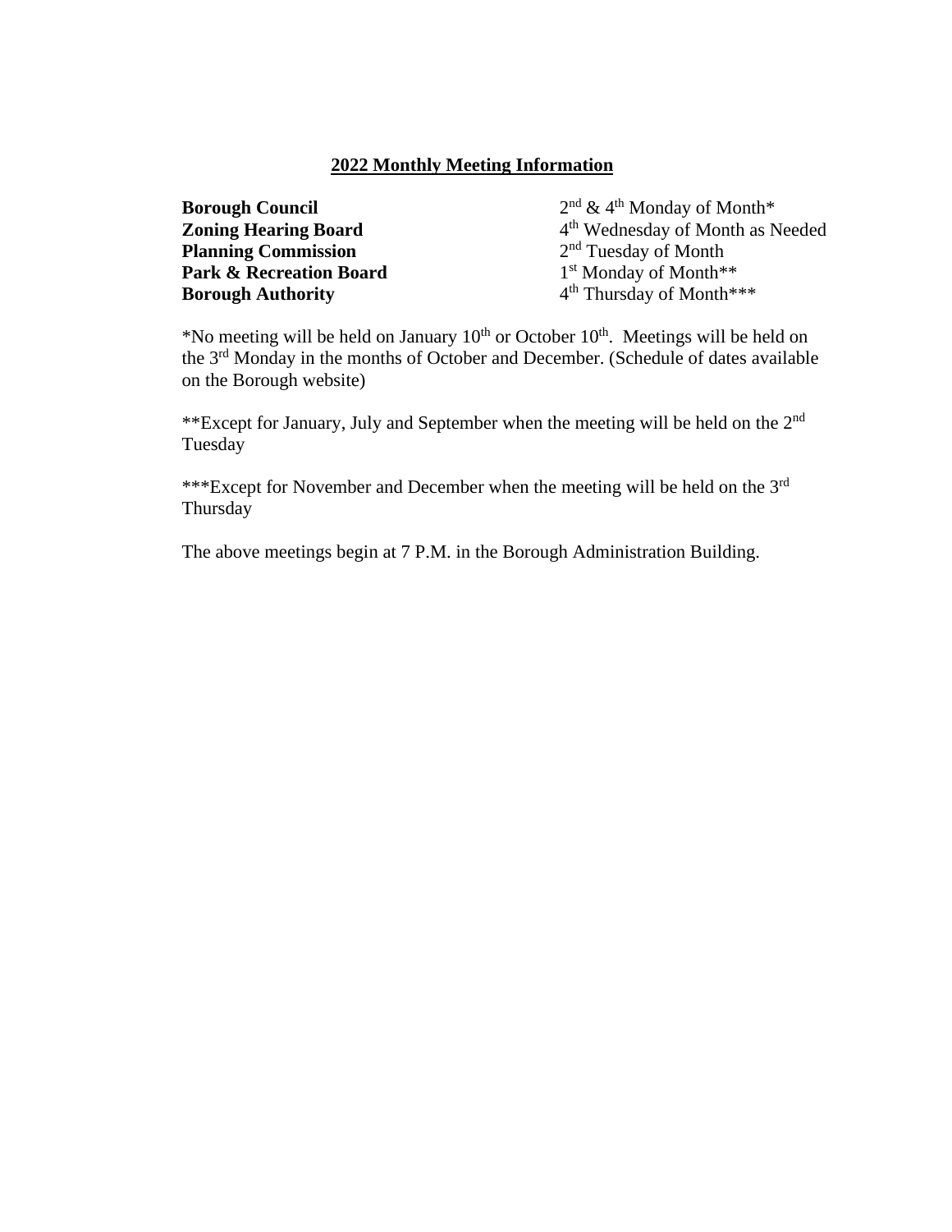## 2022 Monthly Meeting Information

| | |
|---|---|
| **Borough Council** | 2nd & 4th Monday of Month* |
| **Zoning Hearing Board** | 4th Wednesday of Month as Needed |
| **Planning Commission** | 2nd Tuesday of Month |
| **Park & Recreation Board** | 1st Monday of Month** |
| **Borough Authority** | 4th Thursday of Month*** |

*No meeting will be held on January 10th or October 10th. Meetings will be held on the 3rd Monday in the months of October and December. (Schedule of dates available on the Borough website)

**Except for January, July and September when the meeting will be held on the 2nd Tuesday

***Except for November and December when the meeting will be held on the 3rd Thursday

The above meetings begin at 7 P.M. in the Borough Administration Building.